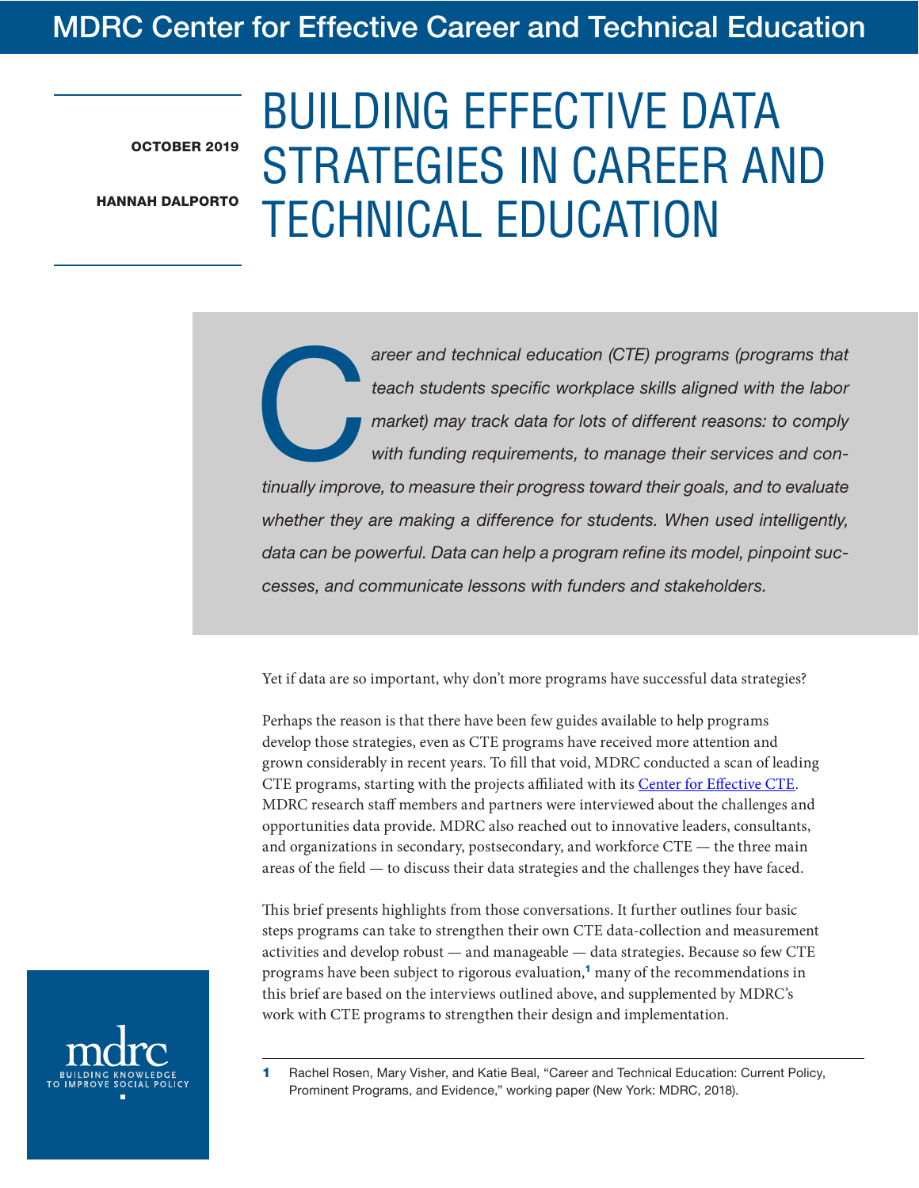MDRC Center for Effective Career and Technical Education

**OCTOBER 2019**

**HANNAH DALPORTO**

# BUILDING EFFECTIVE DATA STRATEGIES IN CAREER AND TECHNICAL EDUCATION

*Career and technical education (CTE) programs (programs that teach students specific workplace skills aligned with the labor market) may track data for lots of different reasons: to comply with funding requirements, to manage their services and continually improve, to measure their progress toward their goals, and to evaluate whether they are making a difference for students. When used intelligently, data can be powerful. Data can help a program refine its model, pinpoint successes, and communicate lessons with funders and stakeholders.*

Yet if data are so important, why don't more programs have successful data strategies?

Perhaps the reason is that there have been few guides available to help programs develop those strategies, even as CTE programs have received more attention and grown considerably in recent years. To fill that void, MDRC conducted a scan of leading CTE programs, starting with the projects affiliated with its Center for Effective CTE. MDRC research staff members and partners were interviewed about the challenges and opportunities data provide. MDRC also reached out to innovative leaders, consultants, and organizations in secondary, postsecondary, and workforce CTE — the three main areas of the field — to discuss their data strategies and the challenges they have faced.

This brief presents highlights from those conversations. It further outlines four basic steps programs can take to strengthen their own CTE data-collection and measurement activities and develop robust — and manageable — data strategies. Because so few CTE programs have been subject to rigorous evaluation,[1] many of the recommendations in this brief are based on the interviews outlined above, and supplemented by MDRC's work with CTE programs to strengthen their design and implementation.

1 Rachel Rosen, Mary Visher, and Katie Beal, "Career and Technical Education: Current Policy, Prominent Programs, and Evidence," working paper (New York: MDRC, 2018).

mdrc
BUILDING KNOWLEDGE TO IMPROVE SOCIAL POLICY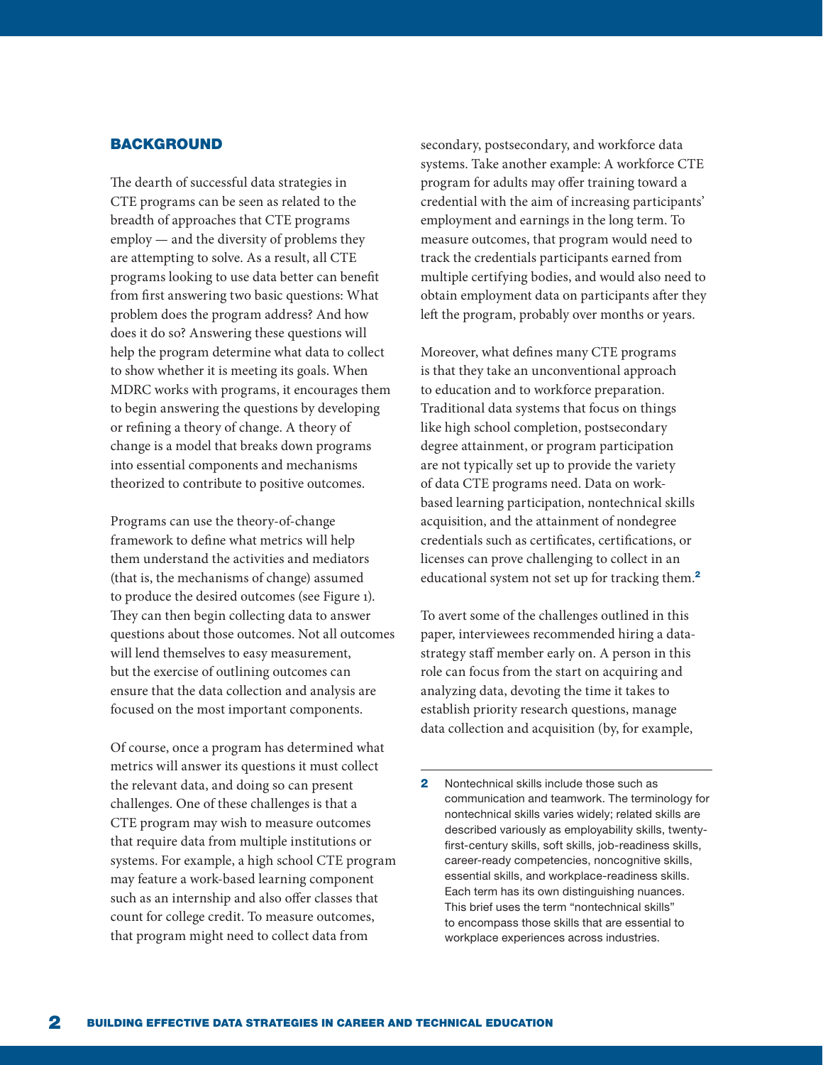## BACKGROUND

The dearth of successful data strategies in CTE programs can be seen as related to the breadth of approaches that CTE programs employ — and the diversity of problems they are attempting to solve. As a result, all CTE programs looking to use data better can benefit from first answering two basic questions: What problem does the program address? And how does it do so? Answering these questions will help the program determine what data to collect to show whether it is meeting its goals. When MDRC works with programs, it encourages them to begin answering the questions by developing or refining a theory of change. A theory of change is a model that breaks down programs into essential components and mechanisms theorized to contribute to positive outcomes.

Programs can use the theory-of-change framework to define what metrics will help them understand the activities and mediators (that is, the mechanisms of change) assumed to produce the desired outcomes (see Figure 1). They can then begin collecting data to answer questions about those outcomes. Not all outcomes will lend themselves to easy measurement, but the exercise of outlining outcomes can ensure that the data collection and analysis are focused on the most important components.

Of course, once a program has determined what metrics will answer its questions it must collect the relevant data, and doing so can present challenges. One of these challenges is that a CTE program may wish to measure outcomes that require data from multiple institutions or systems. For example, a high school CTE program may feature a work-based learning component such as an internship and also offer classes that count for college credit. To measure outcomes, that program might need to collect data from secondary, postsecondary, and workforce data systems. Take another example: A workforce CTE program for adults may offer training toward a credential with the aim of increasing participants' employment and earnings in the long term. To measure outcomes, that program would need to track the credentials participants earned from multiple certifying bodies, and would also need to obtain employment data on participants after they left the program, probably over months or years.

Moreover, what defines many CTE programs is that they take an unconventional approach to education and to workforce preparation. Traditional data systems that focus on things like high school completion, postsecondary degree attainment, or program participation are not typically set up to provide the variety of data CTE programs need. Data on work-based learning participation, nontechnical skills acquisition, and the attainment of nondegree credentials such as certificates, certifications, or licenses can prove challenging to collect in an educational system not set up for tracking them.[2]

To avert some of the challenges outlined in this paper, interviewees recommended hiring a data-strategy staff member early on. A person in this role can focus from the start on acquiring and analyzing data, devoting the time it takes to establish priority research questions, manage data collection and acquisition (by, for example,

---

[2] Nontechnical skills include those such as communication and teamwork. The terminology for nontechnical skills varies widely; related skills are described variously as employability skills, twenty-first-century skills, soft skills, job-readiness skills, career-ready competencies, noncognitive skills, essential skills, and workplace-readiness skills. Each term has its own distinguishing nuances. This brief uses the term "nontechnical skills" to encompass those skills that are essential to workplace experiences across industries.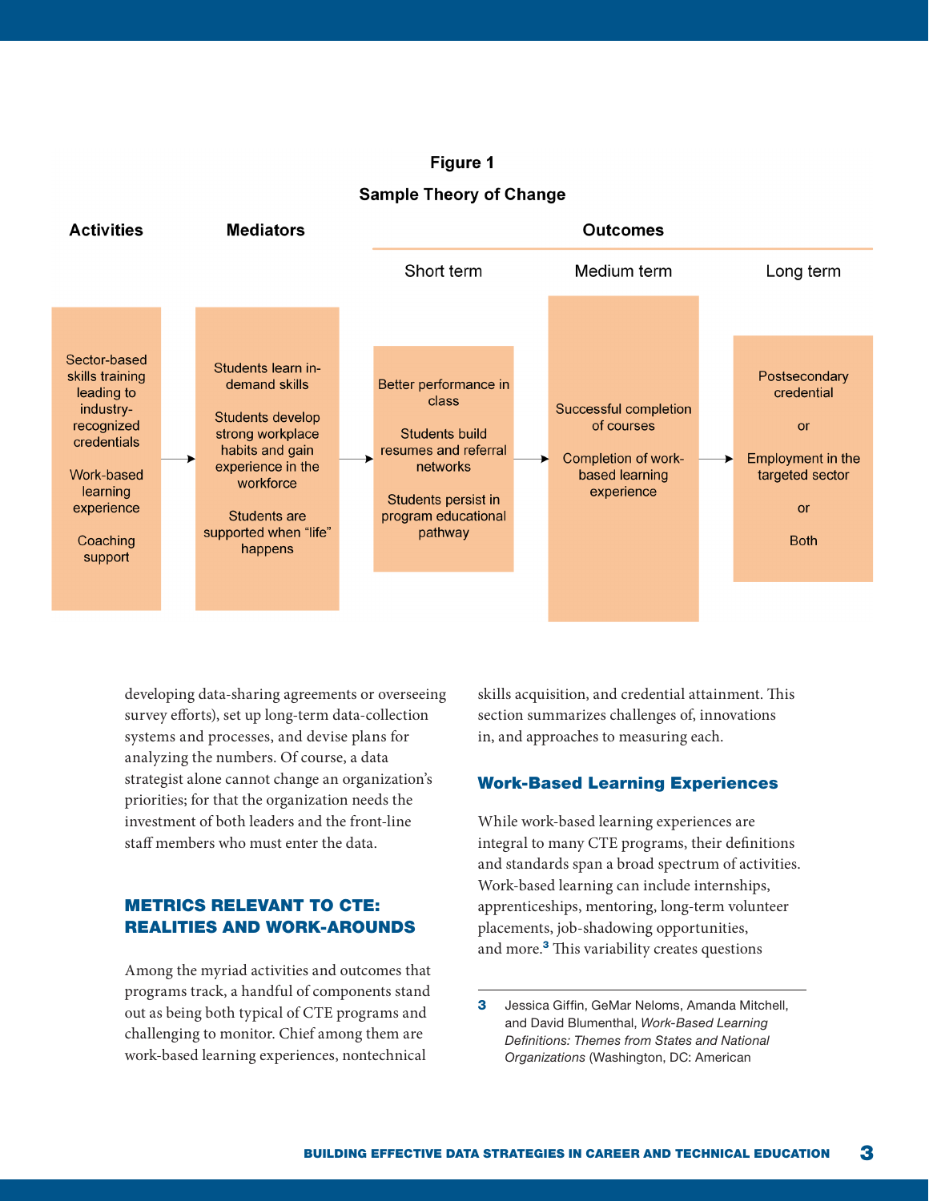**Figure 1**

**Sample Theory of Change**

| Activities | Mediators | Outcomes: Short term | Outcomes: Medium term | Outcomes: Long term |
|---|---|---|---|---|
| Sector-based skills training leading to industry-recognized credentials<br><br>Work-based learning experience<br><br>Coaching support | Students learn in-demand skills<br><br>Students develop strong workplace habits and gain experience in the workforce<br><br>Students are supported when "life" happens | Better performance in class<br><br>Students build resumes and referral networks<br><br>Students persist in program educational pathway | Successful completion of courses<br><br>Completion of work-based learning experience | Postsecondary credential<br><br>or<br><br>Employment in the targeted sector<br><br>or<br><br>Both |

developing data-sharing agreements or overseeing survey efforts), set up long-term data-collection systems and processes, and devise plans for analyzing the numbers. Of course, a data strategist alone cannot change an organization's priorities; for that the organization needs the investment of both leaders and the front-line staff members who must enter the data.

## METRICS RELEVANT TO CTE: REALITIES AND WORK-AROUNDS

Among the myriad activities and outcomes that programs track, a handful of components stand out as being both typical of CTE programs and challenging to monitor. Chief among them are work-based learning experiences, nontechnical skills acquisition, and credential attainment. This section summarizes challenges of, innovations in, and approaches to measuring each.

### Work-Based Learning Experiences

While work-based learning experiences are integral to many CTE programs, their definitions and standards span a broad spectrum of activities. Work-based learning can include internships, apprenticeships, mentoring, long-term volunteer placements, job-shadowing opportunities, and more.[3] This variability creates questions

---

3 Jessica Giffin, GeMar Neloms, Amanda Mitchell, and David Blumenthal, *Work-Based Learning Definitions: Themes from States and National Organizations* (Washington, DC: American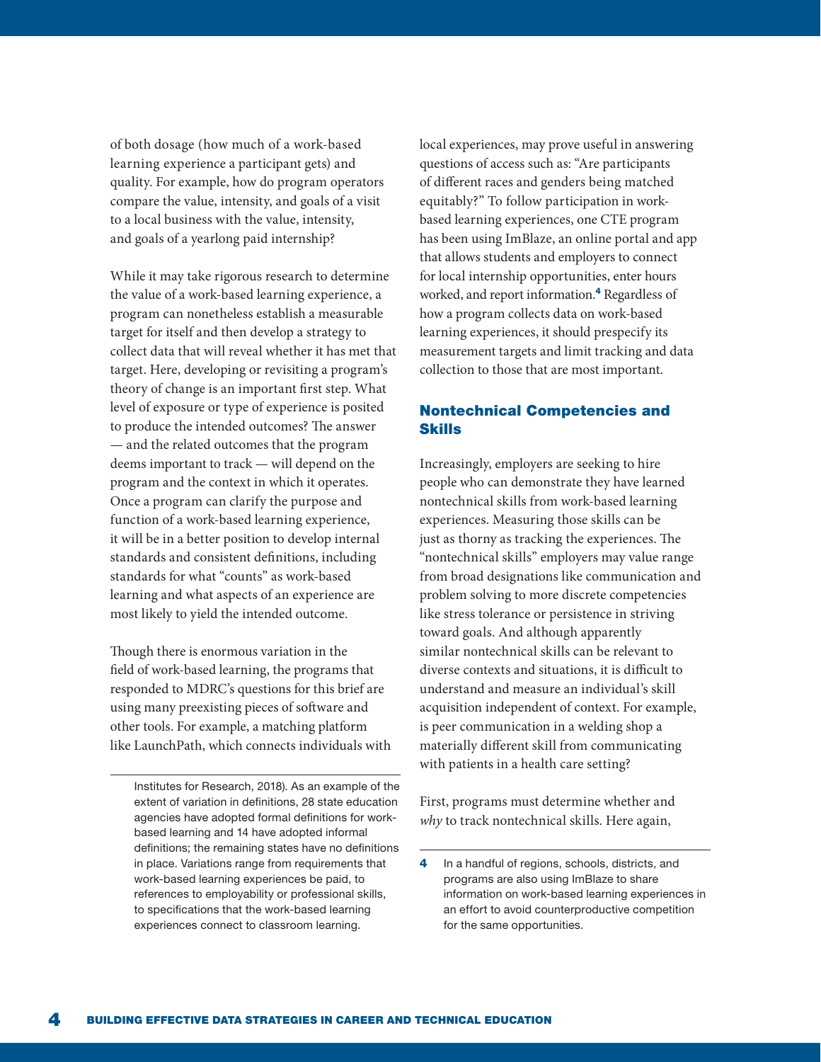of both dosage (how much of a work-based learning experience a participant gets) and quality. For example, how do program operators compare the value, intensity, and goals of a visit to a local business with the value, intensity, and goals of a yearlong paid internship?

While it may take rigorous research to determine the value of a work-based learning experience, a program can nonetheless establish a measurable target for itself and then develop a strategy to collect data that will reveal whether it has met that target. Here, developing or revisiting a program's theory of change is an important first step. What level of exposure or type of experience is posited to produce the intended outcomes? The answer — and the related outcomes that the program deems important to track — will depend on the program and the context in which it operates. Once a program can clarify the purpose and function of a work-based learning experience, it will be in a better position to develop internal standards and consistent definitions, including standards for what "counts" as work-based learning and what aspects of an experience are most likely to yield the intended outcome.

Though there is enormous variation in the field of work-based learning, the programs that responded to MDRC's questions for this brief are using many preexisting pieces of software and other tools. For example, a matching platform like LaunchPath, which connects individuals with local experiences, may prove useful in answering questions of access such as: "Are participants of different races and genders being matched equitably?" To follow participation in work-based learning experiences, one CTE program has been using ImBlaze, an online portal and app that allows students and employers to connect for local internship opportunities, enter hours worked, and report information.[4] Regardless of how a program collects data on work-based learning experiences, it should prespecify its measurement targets and limit tracking and data collection to those that are most important.

## Nontechnical Competencies and Skills

Increasingly, employers are seeking to hire people who can demonstrate they have learned nontechnical skills from work-based learning experiences. Measuring those skills can be just as thorny as tracking the experiences. The "nontechnical skills" employers may value range from broad designations like communication and problem solving to more discrete competencies like stress tolerance or persistence in striving toward goals. And although apparently similar nontechnical skills can be relevant to diverse contexts and situations, it is difficult to understand and measure an individual's skill acquisition independent of context. For example, is peer communication in a welding shop a materially different skill from communicating with patients in a health care setting?

First, programs must determine whether and *why* to track nontechnical skills. Here again,

---

Institutes for Research, 2018). As an example of the extent of variation in definitions, 28 state education agencies have adopted formal definitions for work-based learning and 14 have adopted informal definitions; the remaining states have no definitions in place. Variations range from requirements that work-based learning experiences be paid, to references to employability or professional skills, to specifications that the work-based learning experiences connect to classroom learning.

4 In a handful of regions, schools, districts, and programs are also using ImBlaze to share information on work-based learning experiences in an effort to avoid counterproductive competition for the same opportunities.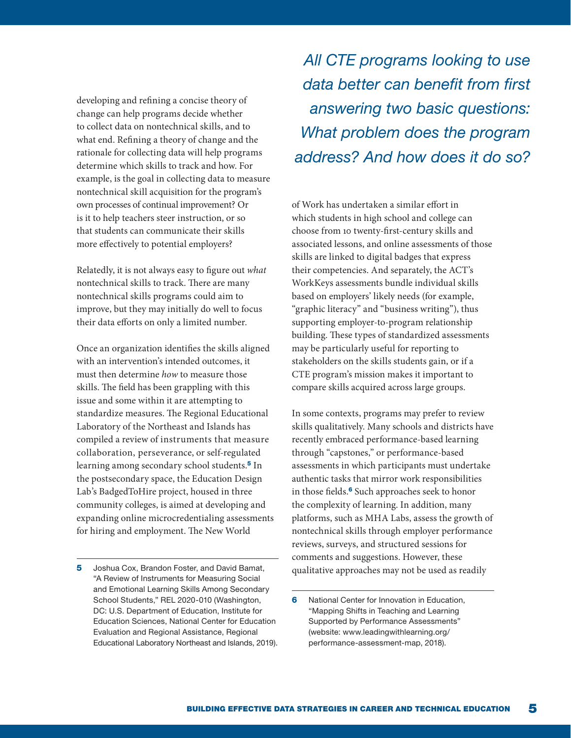developing and refining a concise theory of change can help programs decide whether to collect data on nontechnical skills, and to what end. Refining a theory of change and the rationale for collecting data will help programs determine which skills to track and how. For example, is the goal in collecting data to measure nontechnical skill acquisition for the program's own processes of continual improvement? Or is it to help teachers steer instruction, or so that students can communicate their skills more effectively to potential employers?

Relatedly, it is not always easy to figure out *what* nontechnical skills to track. There are many nontechnical skills programs could aim to improve, but they may initially do well to focus their data efforts on only a limited number.

Once an organization identifies the skills aligned with an intervention's intended outcomes, it must then determine *how* to measure those skills. The field has been grappling with this issue and some within it are attempting to standardize measures. The Regional Educational Laboratory of the Northeast and Islands has compiled a review of instruments that measure collaboration, perseverance, or self-regulated learning among secondary school students.[5] In the postsecondary space, the Education Design Lab's BadgedToHire project, housed in three community colleges, is aimed at developing and expanding online microcredentialing assessments for hiring and employment. The New World of Work has undertaken a similar effort in which students in high school and college can choose from 10 twenty-first-century skills and associated lessons, and online assessments of those skills are linked to digital badges that express their competencies. And separately, the ACT's WorkKeys assessments bundle individual skills based on employers' likely needs (for example, "graphic literacy" and "business writing"), thus supporting employer-to-program relationship building. These types of standardized assessments may be particularly useful for reporting to stakeholders on the skills students gain, or if a CTE program's mission makes it important to compare skills acquired across large groups.

*All CTE programs looking to use data better can benefit from first answering two basic questions: What problem does the program address? And how does it do so?*

In some contexts, programs may prefer to review skills qualitatively. Many schools and districts have recently embraced performance-based learning through "capstones," or performance-based assessments in which participants must undertake authentic tasks that mirror work responsibilities in those fields.[6] Such approaches seek to honor the complexity of learning. In addition, many platforms, such as MHA Labs, assess the growth of nontechnical skills through employer performance reviews, surveys, and structured sessions for comments and suggestions. However, these qualitative approaches may not be used as readily

---

5 Joshua Cox, Brandon Foster, and David Bamat, "A Review of Instruments for Measuring Social and Emotional Learning Skills Among Secondary School Students," REL 2020-010 (Washington, DC: U.S. Department of Education, Institute for Education Sciences, National Center for Education Evaluation and Regional Assistance, Regional Educational Laboratory Northeast and Islands, 2019).

6 National Center for Innovation in Education, "Mapping Shifts in Teaching and Learning Supported by Performance Assessments" (website: www.leadingwithlearning.org/performance-assessment-map, 2018).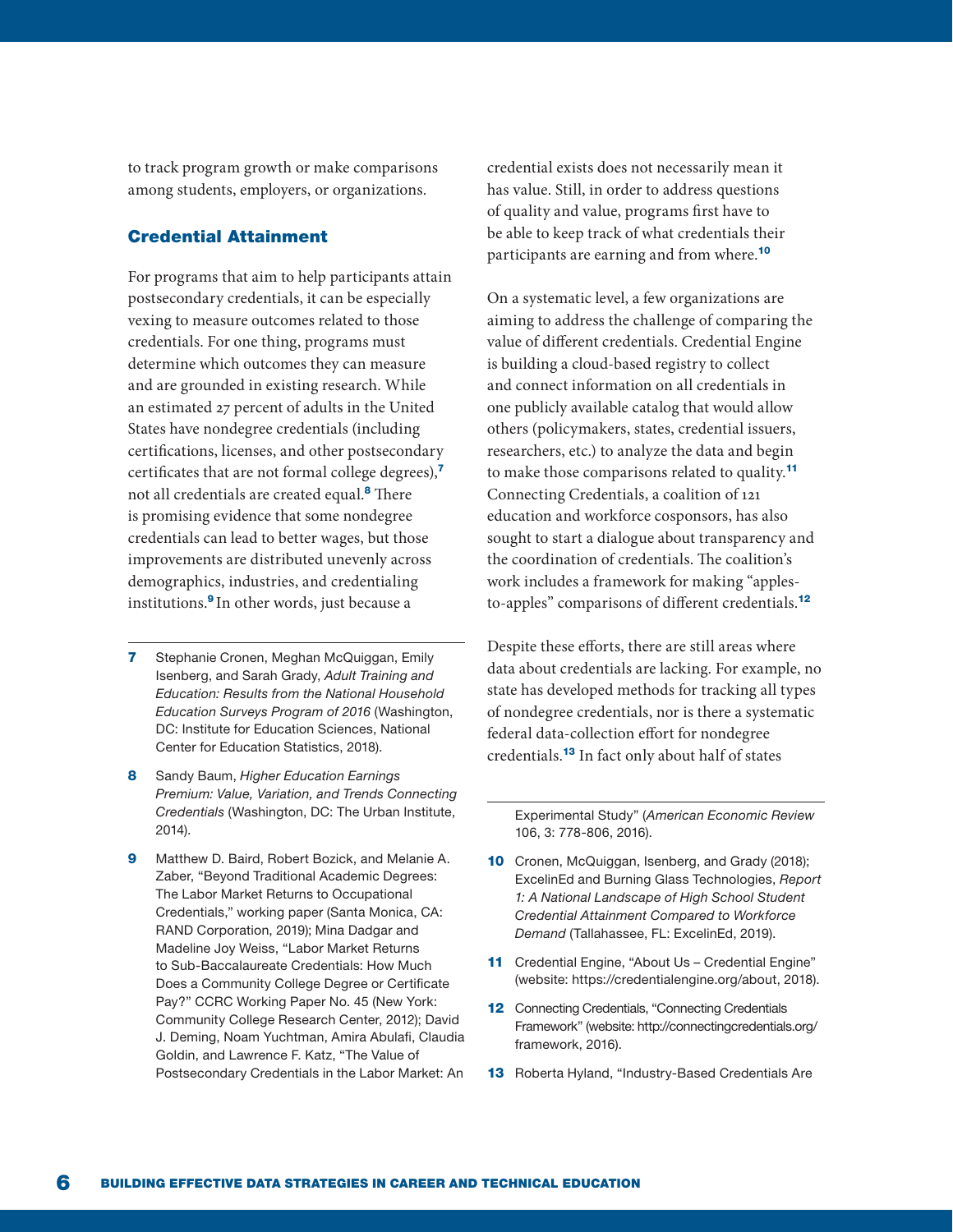to track program growth or make comparisons among students, employers, or organizations.

### Credential Attainment

For programs that aim to help participants attain postsecondary credentials, it can be especially vexing to measure outcomes related to those credentials. For one thing, programs must determine which outcomes they can measure and are grounded in existing research. While an estimated 27 percent of adults in the United States have nondegree credentials (including certifications, licenses, and other postsecondary certificates that are not formal college degrees),[7] not all credentials are created equal.[8] There is promising evidence that some nondegree credentials can lead to better wages, but those improvements are distributed unevenly across demographics, industries, and credentialing institutions.[9] In other words, just because a credential exists does not necessarily mean it has value. Still, in order to address questions of quality and value, programs first have to be able to keep track of what credentials their participants are earning and from where.[10]

On a systematic level, a few organizations are aiming to address the challenge of comparing the value of different credentials. Credential Engine is building a cloud-based registry to collect and connect information on all credentials in one publicly available catalog that would allow others (policymakers, states, credential issuers, researchers, etc.) to analyze the data and begin to make those comparisons related to quality.[11] Connecting Credentials, a coalition of 121 education and workforce cosponsors, has also sought to start a dialogue about transparency and the coordination of credentials. The coalition's work includes a framework for making "apples-to-apples" comparisons of different credentials.[12]

Despite these efforts, there are still areas where data about credentials are lacking. For example, no state has developed methods for tracking all types of nondegree credentials, nor is there a systematic federal data-collection effort for nondegree credentials.[13] In fact only about half of states

---

7 Stephanie Cronen, Meghan McQuiggan, Emily Isenberg, and Sarah Grady, *Adult Training and Education: Results from the National Household Education Surveys Program of 2016* (Washington, DC: Institute for Education Sciences, National Center for Education Statistics, 2018).

8 Sandy Baum, *Higher Education Earnings Premium: Value, Variation, and Trends Connecting Credentials* (Washington, DC: The Urban Institute, 2014).

9 Matthew D. Baird, Robert Bozick, and Melanie A. Zaber, "Beyond Traditional Academic Degrees: The Labor Market Returns to Occupational Credentials," working paper (Santa Monica, CA: RAND Corporation, 2019); Mina Dadgar and Madeline Joy Weiss, "Labor Market Returns to Sub-Baccalaureate Credentials: How Much Does a Community College Degree or Certificate Pay?" CCRC Working Paper No. 45 (New York: Community College Research Center, 2012); David J. Deming, Noam Yuchtman, Amira Abulafi, Claudia Goldin, and Lawrence F. Katz, "The Value of Postsecondary Credentials in the Labor Market: An Experimental Study" (*American Economic Review* 106, 3: 778-806, 2016).

10 Cronen, McQuiggan, Isenberg, and Grady (2018); ExcelinEd and Burning Glass Technologies, *Report 1: A National Landscape of High School Student Credential Attainment Compared to Workforce Demand* (Tallahassee, FL: ExcelinEd, 2019).

11 Credential Engine, "About Us – Credential Engine" (website: https://credentialengine.org/about, 2018).

12 Connecting Credentials, "Connecting Credentials Framework" (website: http://connectingcredentials.org/framework, 2016).

13 Roberta Hyland, "Industry-Based Credentials Are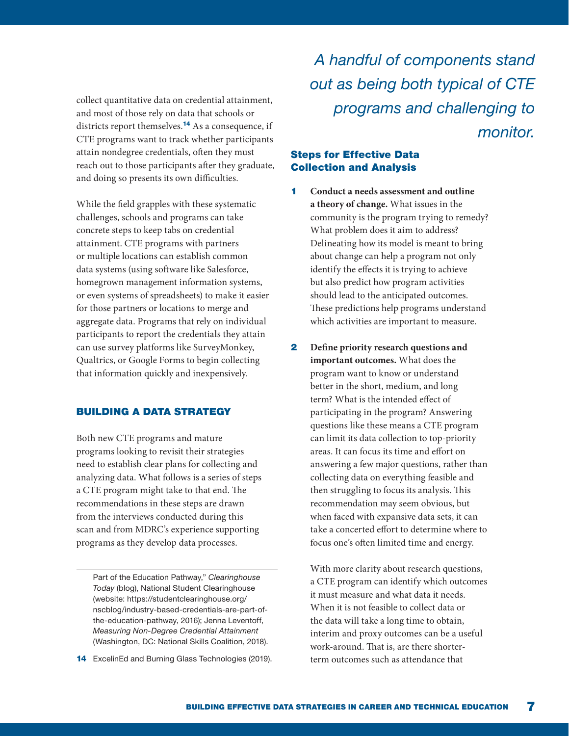collect quantitative data on credential attainment, and most of those rely on data that schools or districts report themselves.[14] As a consequence, if CTE programs want to track whether participants attain nondegree credentials, often they must reach out to those participants after they graduate, and doing so presents its own difficulties.

While the field grapples with these systematic challenges, schools and programs can take concrete steps to keep tabs on credential attainment. CTE programs with partners or multiple locations can establish common data systems (using software like Salesforce, homegrown management information systems, or even systems of spreadsheets) to make it easier for those partners or locations to merge and aggregate data. Programs that rely on individual participants to report the credentials they attain can use survey platforms like SurveyMonkey, Qualtrics, or Google Forms to begin collecting that information quickly and inexpensively.

## BUILDING A DATA STRATEGY

Both new CTE programs and mature programs looking to revisit their strategies need to establish clear plans for collecting and analyzing data. What follows is a series of steps a CTE program might take to that end. The recommendations in these steps are drawn from the interviews conducted during this scan and from MDRC's experience supporting programs as they develop data processes.

*A handful of components stand out as being both typical of CTE programs and challenging to monitor.*

### Steps for Effective Data Collection and Analysis

1. **Conduct a needs assessment and outline a theory of change.** What issues in the community is the program trying to remedy? What problem does it aim to address? Delineating how its model is meant to bring about change can help a program not only identify the effects it is trying to achieve but also predict how program activities should lead to the anticipated outcomes. These predictions help programs understand which activities are important to measure.

2. **Define priority research questions and important outcomes.** What does the program want to know or understand better in the short, medium, and long term? What is the intended effect of participating in the program? Answering questions like these means a CTE program can limit its data collection to top-priority areas. It can focus its time and effort on answering a few major questions, rather than collecting data on everything feasible and then struggling to focus its analysis. This recommendation may seem obvious, but when faced with expansive data sets, it can take a concerted effort to determine where to focus one's often limited time and energy.

   With more clarity about research questions, a CTE program can identify which outcomes it must measure and what data it needs. When it is not feasible to collect data or the data will take a long time to obtain, interim and proxy outcomes can be a useful work-around. That is, are there shorter-term outcomes such as attendance that

---

Part of the Education Pathway," *Clearinghouse Today* (blog), National Student Clearinghouse (website: https://studentclearinghouse.org/nscblog/industry-based-credentials-are-part-of-the-education-pathway, 2016); Jenna Leventoff, *Measuring Non-Degree Credential Attainment* (Washington, DC: National Skills Coalition, 2018).

14 ExcelinEd and Burning Glass Technologies (2019).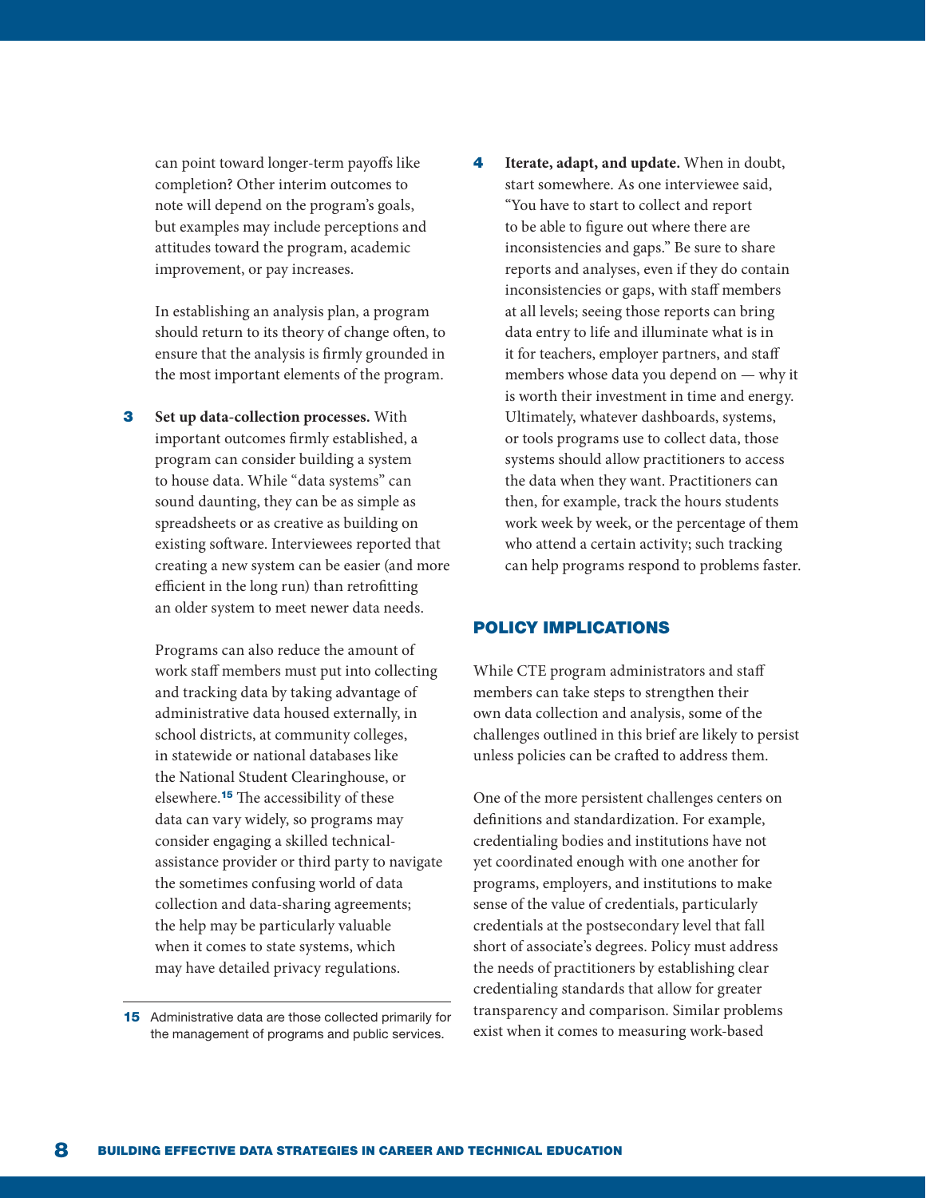can point toward longer-term payoffs like completion? Other interim outcomes to note will depend on the program's goals, but examples may include perceptions and attitudes toward the program, academic improvement, or pay increases.

In establishing an analysis plan, a program should return to its theory of change often, to ensure that the analysis is firmly grounded in the most important elements of the program.

3. **Set up data-collection processes.** With important outcomes firmly established, a program can consider building a system to house data. While "data systems" can sound daunting, they can be as simple as spreadsheets or as creative as building on existing software. Interviewees reported that creating a new system can be easier (and more efficient in the long run) than retrofitting an older system to meet newer data needs.

   Programs can also reduce the amount of work staff members must put into collecting and tracking data by taking advantage of administrative data housed externally, in school districts, at community colleges, in statewide or national databases like the National Student Clearinghouse, or elsewhere.[15] The accessibility of these data can vary widely, so programs may consider engaging a skilled technical-assistance provider or third party to navigate the sometimes confusing world of data collection and data-sharing agreements; the help may be particularly valuable when it comes to state systems, which may have detailed privacy regulations.

4. **Iterate, adapt, and update.** When in doubt, start somewhere. As one interviewee said, "You have to start to collect and report to be able to figure out where there are inconsistencies and gaps." Be sure to share reports and analyses, even if they do contain inconsistencies or gaps, with staff members at all levels; seeing those reports can bring data entry to life and illuminate what is in it for teachers, employer partners, and staff members whose data you depend on — why it is worth their investment in time and energy. Ultimately, whatever dashboards, systems, or tools programs use to collect data, those systems should allow practitioners to access the data when they want. Practitioners can then, for example, track the hours students work week by week, or the percentage of them who attend a certain activity; such tracking can help programs respond to problems faster.

## POLICY IMPLICATIONS

While CTE program administrators and staff members can take steps to strengthen their own data collection and analysis, some of the challenges outlined in this brief are likely to persist unless policies can be crafted to address them.

One of the more persistent challenges centers on definitions and standardization. For example, credentialing bodies and institutions have not yet coordinated enough with one another for programs, employers, and institutions to make sense of the value of credentials, particularly credentials at the postsecondary level that fall short of associate's degrees. Policy must address the needs of practitioners by establishing clear credentialing standards that allow for greater transparency and comparison. Similar problems exist when it comes to measuring work-based

---

[15] Administrative data are those collected primarily for the management of programs and public services.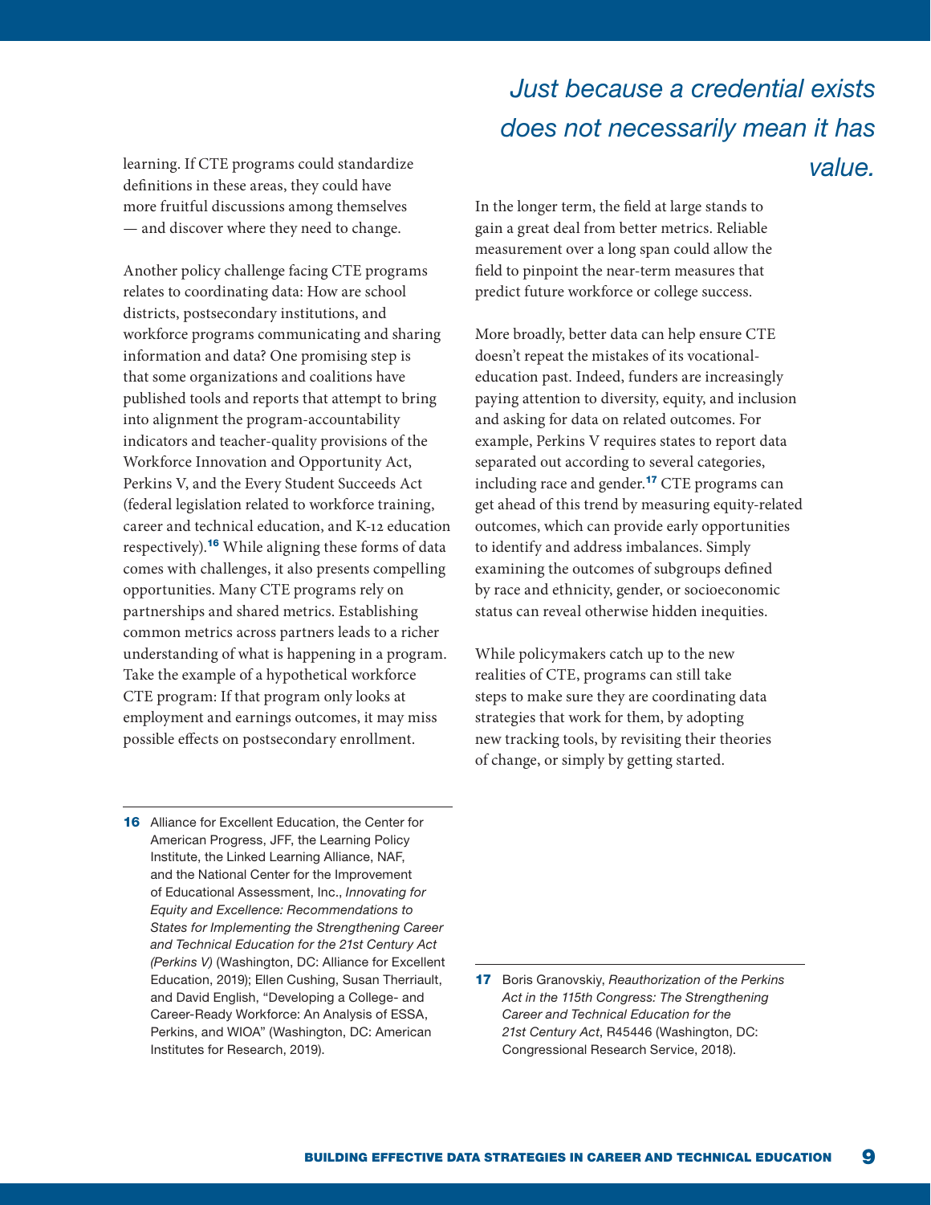learning. If CTE programs could standardize definitions in these areas, they could have more fruitful discussions among themselves — and discover where they need to change.

Another policy challenge facing CTE programs relates to coordinating data: How are school districts, postsecondary institutions, and workforce programs communicating and sharing information and data? One promising step is that some organizations and coalitions have published tools and reports that attempt to bring into alignment the program-accountability indicators and teacher-quality provisions of the Workforce Innovation and Opportunity Act, Perkins V, and the Every Student Succeeds Act (federal legislation related to workforce training, career and technical education, and K-12 education respectively).[16] While aligning these forms of data comes with challenges, it also presents compelling opportunities. Many CTE programs rely on partnerships and shared metrics. Establishing common metrics across partners leads to a richer understanding of what is happening in a program. Take the example of a hypothetical workforce CTE program: If that program only looks at employment and earnings outcomes, it may miss possible effects on postsecondary enrollment.

*Just because a credential exists does not necessarily mean it has value.*

In the longer term, the field at large stands to gain a great deal from better metrics. Reliable measurement over a long span could allow the field to pinpoint the near-term measures that predict future workforce or college success.

More broadly, better data can help ensure CTE doesn't repeat the mistakes of its vocational-education past. Indeed, funders are increasingly paying attention to diversity, equity, and inclusion and asking for data on related outcomes. For example, Perkins V requires states to report data separated out according to several categories, including race and gender.[17] CTE programs can get ahead of this trend by measuring equity-related outcomes, which can provide early opportunities to identify and address imbalances. Simply examining the outcomes of subgroups defined by race and ethnicity, gender, or socioeconomic status can reveal otherwise hidden inequities.

While policymakers catch up to the new realities of CTE, programs can still take steps to make sure they are coordinating data strategies that work for them, by adopting new tracking tools, by revisiting their theories of change, or simply by getting started.

---

**16** Alliance for Excellent Education, the Center for American Progress, JFF, the Learning Policy Institute, the Linked Learning Alliance, NAF, and the National Center for the Improvement of Educational Assessment, Inc., *Innovating for Equity and Excellence: Recommendations to States for Implementing the Strengthening Career and Technical Education for the 21st Century Act (Perkins V)* (Washington, DC: Alliance for Excellent Education, 2019); Ellen Cushing, Susan Therriault, and David English, "Developing a College- and Career-Ready Workforce: An Analysis of ESSA, Perkins, and WIOA" (Washington, DC: American Institutes for Research, 2019).

**17** Boris Granovskiy, *Reauthorization of the Perkins Act in the 115th Congress: The Strengthening Career and Technical Education for the 21st Century Act*, R45446 (Washington, DC: Congressional Research Service, 2018).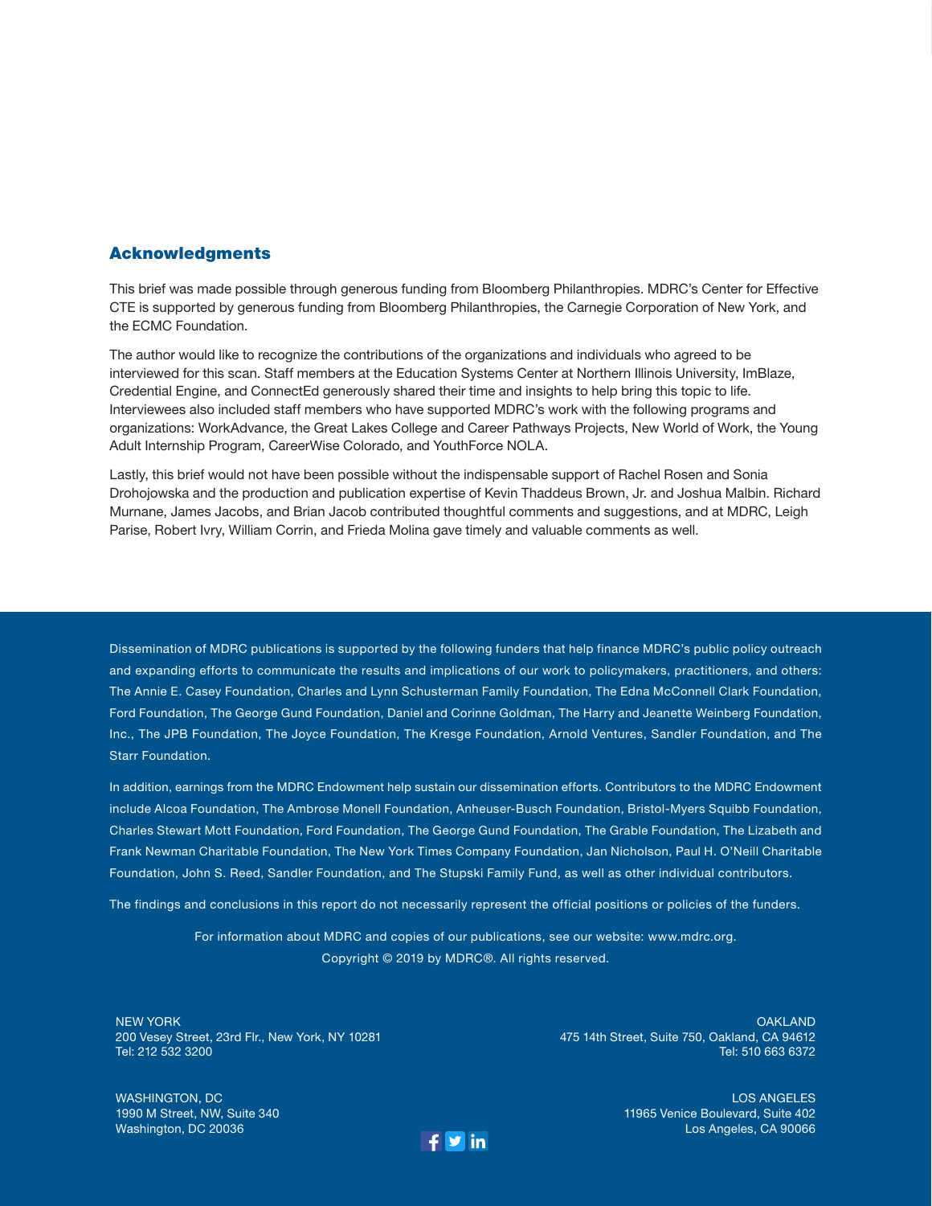## Acknowledgments

This brief was made possible through generous funding from Bloomberg Philanthropies. MDRC's Center for Effective CTE is supported by generous funding from Bloomberg Philanthropies, the Carnegie Corporation of New York, and the ECMC Foundation.

The author would like to recognize the contributions of the organizations and individuals who agreed to be interviewed for this scan. Staff members at the Education Systems Center at Northern Illinois University, ImBlaze, Credential Engine, and ConnectEd generously shared their time and insights to help bring this topic to life. Interviewees also included staff members who have supported MDRC's work with the following programs and organizations: WorkAdvance, the Great Lakes College and Career Pathways Projects, New World of Work, the Young Adult Internship Program, CareerWise Colorado, and YouthForce NOLA.

Lastly, this brief would not have been possible without the indispensable support of Rachel Rosen and Sonia Drohojowska and the production and publication expertise of Kevin Thaddeus Brown, Jr. and Joshua Malbin. Richard Murnane, James Jacobs, and Brian Jacob contributed thoughtful comments and suggestions, and at MDRC, Leigh Parise, Robert Ivry, William Corrin, and Frieda Molina gave timely and valuable comments as well.

Dissemination of MDRC publications is supported by the following funders that help finance MDRC's public policy outreach and expanding efforts to communicate the results and implications of our work to policymakers, practitioners, and others: The Annie E. Casey Foundation, Charles and Lynn Schusterman Family Foundation, The Edna McConnell Clark Foundation, Ford Foundation, The George Gund Foundation, Daniel and Corinne Goldman, The Harry and Jeanette Weinberg Foundation, Inc., The JPB Foundation, The Joyce Foundation, The Kresge Foundation, Arnold Ventures, Sandler Foundation, and The Starr Foundation.

In addition, earnings from the MDRC Endowment help sustain our dissemination efforts. Contributors to the MDRC Endowment include Alcoa Foundation, The Ambrose Monell Foundation, Anheuser-Busch Foundation, Bristol-Myers Squibb Foundation, Charles Stewart Mott Foundation, Ford Foundation, The George Gund Foundation, The Grable Foundation, The Lizabeth and Frank Newman Charitable Foundation, The New York Times Company Foundation, Jan Nicholson, Paul H. O'Neill Charitable Foundation, John S. Reed, Sandler Foundation, and The Stupski Family Fund, as well as other individual contributors.

The findings and conclusions in this report do not necessarily represent the official positions or policies of the funders.

For information about MDRC and copies of our publications, see our website: www.mdrc.org.
Copyright © 2019 by MDRC®. All rights reserved.

NEW YORK
200 Vesey Street, 23rd Flr., New York, NY 10281
Tel: 212 532 3200

OAKLAND
475 14th Street, Suite 750, Oakland, CA 94612
Tel: 510 663 6372

WASHINGTON, DC
1990 M Street, NW, Suite 340
Washington, DC 20036

LOS ANGELES
11965 Venice Boulevard, Suite 402
Los Angeles, CA 90066